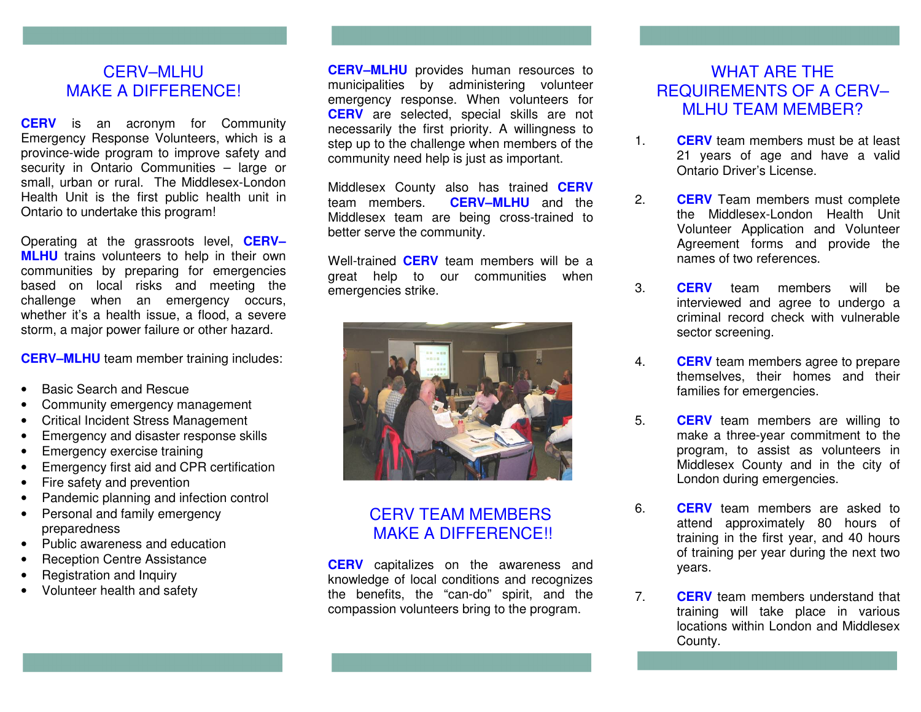## CERV–MLHU MAKE A DIFFERENCE!

**CERV** is an acronym for Community Emergency Response Volunteers, which is a province-wide program to improve safety and security in Ontario Communities – large or small, urban or rural. The Middlesex-London Health Unit is the first public health unit in Ontario to undertake this program!

Operating at the grassroots level, **CERV–MLHU** trains volunteers to help in their own communities by preparing for emergencies based on local risks and meeting the challenge when an emergency occurs, whether it's a health issue, a flood, a severe storm, a major power failure or other hazard.

**CERV–MLHU** team member training includes:

- Basic Search and Rescue
- Community emergency management
- Critical Incident Stress Management
- Emergency and disaster response skills
- Emergency exercise training
- Emergency first aid and CPR certification
- Fire safety and prevention
- Pandemic planning and infection control
- Personal and family emergency preparedness
- Public awareness and education
- Reception Centre Assistance
- Registration and Inquiry
- Volunteer health and safety

**CERV–MLHU** provides human resources to municipalities by administering volunteer emergency response. When volunteers for **CERV** are selected, special skills are not necessarily the first priority. A willingness to step up to the challenge when members of the community need help is just as important.

Middlesex County also has trained **CERV** team members. **CERV–MLHU** and the Middlesex team are being cross-trained to better serve the community.

Well-trained **CERV** team members will be a great help to our communities when emergencies strike.

## CERV TEAM MEMBERS MAKE A DIFFERENCE!!

**CERV** capitalizes on the awareness and knowledge of local conditions and recognizes the benefits, the "can-do" spirit, and the compassion volunteers bring to the program.

## WHAT ARE THE REQUIREMENTS OF A CERV–MLHU TEAM MEMBER?

1. **CERV** team members must be at least 21 years of age and have a valid Ontario Driver's License.
2. **CERV** Team members must complete the Middlesex-London Health Unit Volunteer Application and Volunteer Agreement forms and provide the names of two references.
3. **CERV** team members will be interviewed and agree to undergo a criminal record check with vulnerable sector screening.
4. **CERV** team members agree to prepare themselves, their homes and their families for emergencies.
5. **CERV** team members are willing to make a three-year commitment to the program, to assist as volunteers in Middlesex County and in the city of London during emergencies.
6. **CERV** team members are asked to attend approximately 80 hours of training in the first year, and 40 hours of training per year during the next two years.
7. **CERV** team members understand that training will take place in various locations within London and Middlesex County.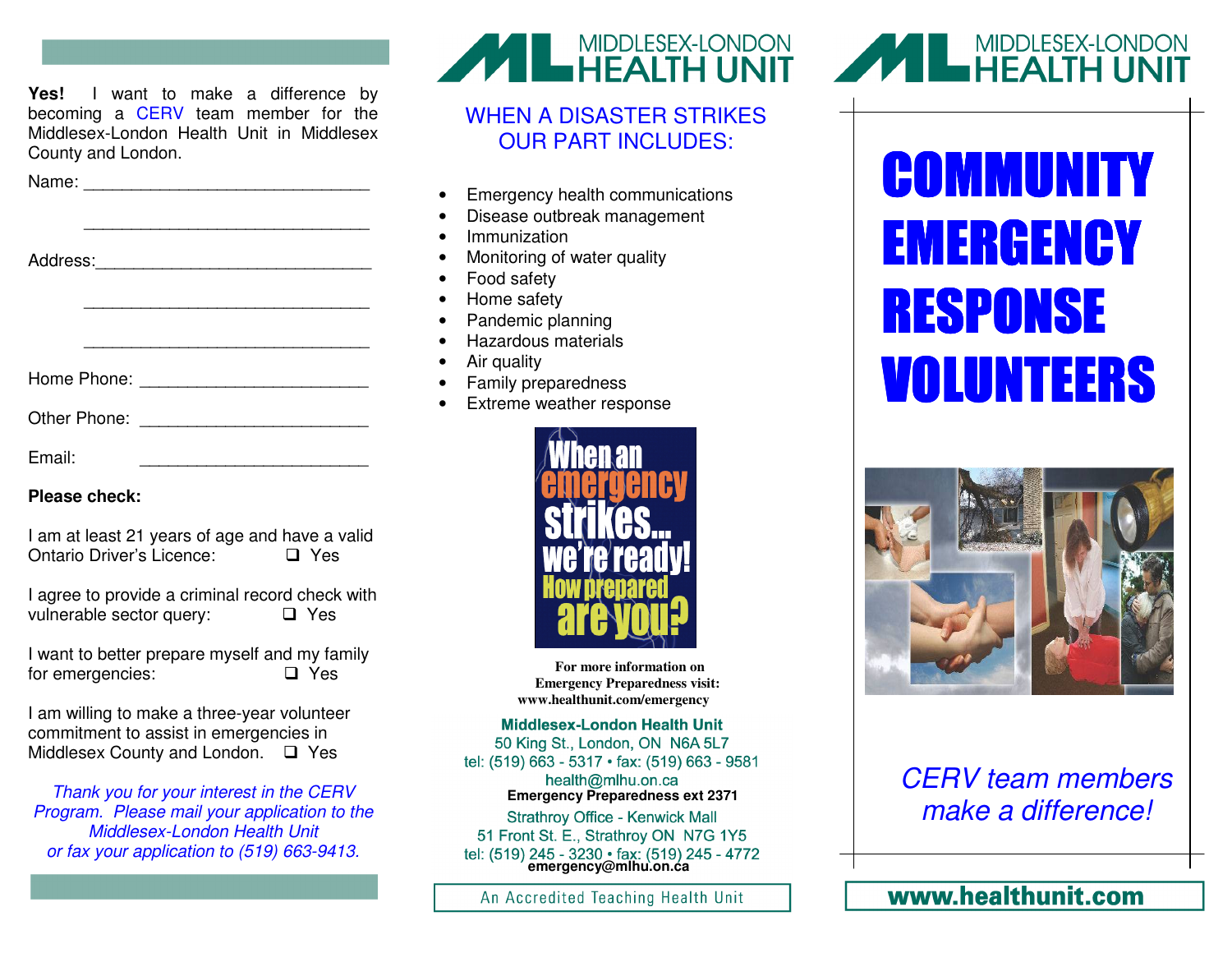**Yes!** I want to make a difference by becoming a CERV team member for the Middlesex-London Health Unit in Middlesex County and London.

Name: ______________________________

______________________________

Address:____________________________

______________________________

______________________________

Home Phone: ________________________

Other Phone: ________________________

Email: ________________________

**Please check:**

I am at least 21 years of age and have a valid Ontario Driver's Licence: ❑ Yes

I agree to provide a criminal record check with vulnerable sector query: ❑ Yes

I want to better prepare myself and my family for emergencies: ❑ Yes

I am willing to make a three-year volunteer commitment to assist in emergencies in Middlesex County and London. ❑ Yes

*Thank you for your interest in the CERV Program. Please mail your application to the Middlesex-London Health Unit or fax your application to (519) 663-9413.*

MIDDLESEX-LONDON HEALTH UNIT

## WHEN A DISASTER STRIKES OUR PART INCLUDES:

- Emergency health communications
- Disease outbreak management
- Immunization
- Monitoring of water quality
- Food safety
- Home safety
- Pandemic planning
- Hazardous materials
- Air quality
- Family preparedness
- Extreme weather response

When an emergency strikes... we're ready! How prepared are you?

**For more information on Emergency Preparedness visit: www.healthunit.com/emergency**

**Middlesex-London Health Unit**
50 King St., London, ON N6A 5L7
tel: (519) 663 - 5317 • fax: (519) 663 - 9581
health@mlhu.on.ca
**Emergency Preparedness ext 2371**

Strathroy Office - Kenwick Mall
51 Front St. E., Strathroy ON N7G 1Y5
tel: (519) 245 - 3230 • fax: (519) 245 - 4772
**emergency@mlhu.on.ca**

An Accredited Teaching Health Unit

MIDDLESEX-LONDON HEALTH UNIT

# COMMUNITY EMERGENCY RESPONSE VOLUNTEERS

*CERV team members make a difference!*

**www.healthunit.com**